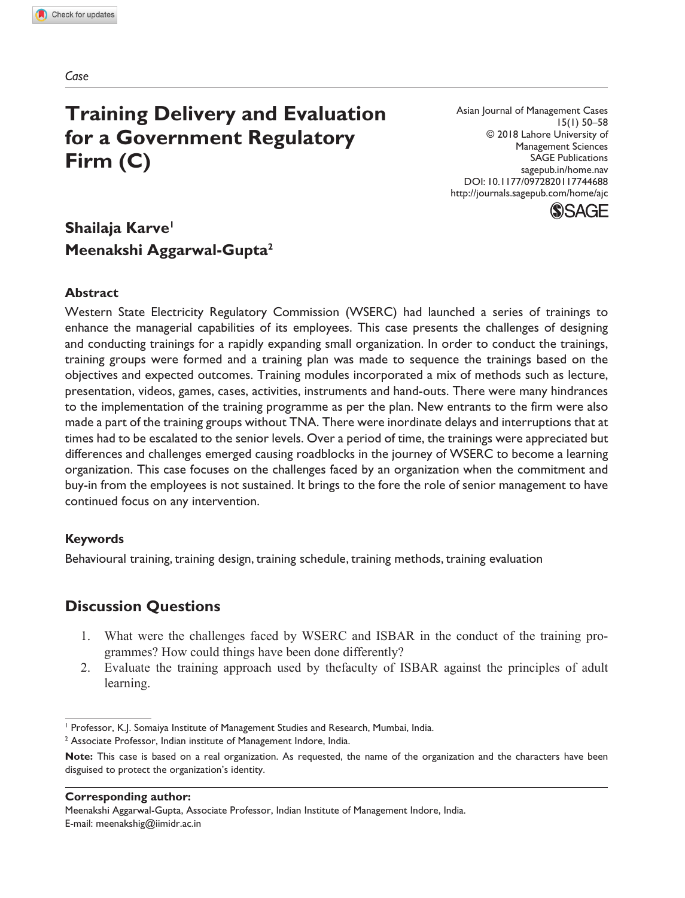*Case*

# Training Delivery and Evaluation for a Government Regulatory Firm (C)

Asian Journal of Management Cases
15(1) 50–58
© 2018 Lahore University of Management Sciences
SAGE Publications
sagepub.in/home.nav
DOI: 10.1177/0972820117744688
http://journals.sagepub.com/home/ajc

**Shailaja Karve[1]**
**Meenakshi Aggarwal-Gupta[2]**

### Abstract

Western State Electricity Regulatory Commission (WSERC) had launched a series of trainings to enhance the managerial capabilities of its employees. This case presents the challenges of designing and conducting trainings for a rapidly expanding small organization. In order to conduct the trainings, training groups were formed and a training plan was made to sequence the trainings based on the objectives and expected outcomes. Training modules incorporated a mix of methods such as lecture, presentation, videos, games, cases, activities, instruments and hand-outs. There were many hindrances to the implementation of the training programme as per the plan. New entrants to the firm were also made a part of the training groups without TNA. There were inordinate delays and interruptions that at times had to be escalated to the senior levels. Over a period of time, the trainings were appreciated but differences and challenges emerged causing roadblocks in the journey of WSERC to become a learning organization. This case focuses on the challenges faced by an organization when the commitment and buy-in from the employees is not sustained. It brings to the fore the role of senior management to have continued focus on any intervention.

### Keywords

Behavioural training, training design, training schedule, training methods, training evaluation

## Discussion Questions

1. What were the challenges faced by WSERC and ISBAR in the conduct of the training programmes? How could things have been done differently?
2. Evaluate the training approach used by thefaculty of ISBAR against the principles of adult learning.

---

[1] Professor, K.J. Somaiya Institute of Management Studies and Research, Mumbai, India.
[2] Associate Professor, Indian institute of Management Indore, India.

**Note:** This case is based on a real organization. As requested, the name of the organization and the characters have been disguised to protect the organization's identity.

**Corresponding author:**
Meenakshi Aggarwal-Gupta, Associate Professor, Indian Institute of Management Indore, India.
E-mail: meenakshig@iimidr.ac.in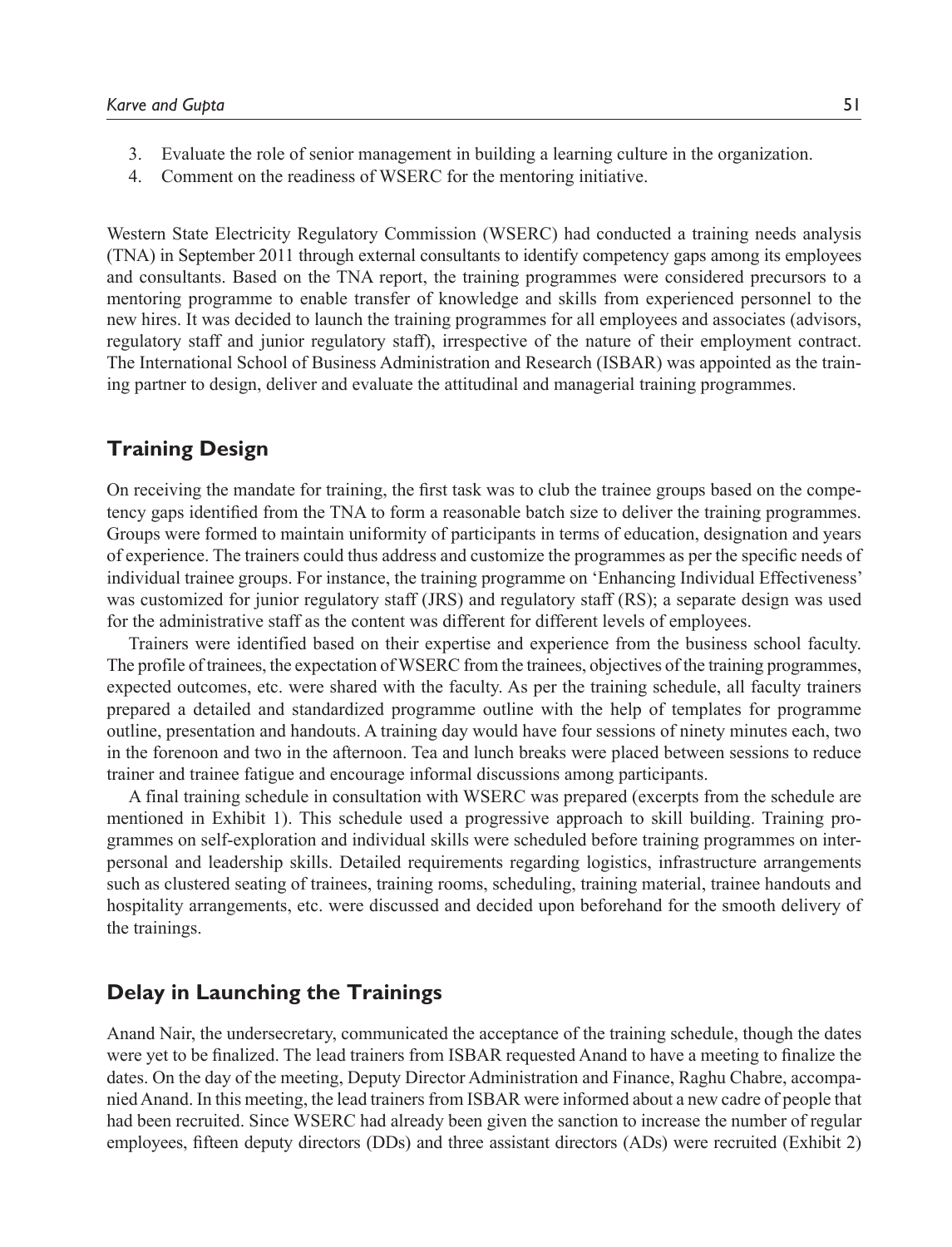3. Evaluate the role of senior management in building a learning culture in the organization.
4. Comment on the readiness of WSERC for the mentoring initiative.

Western State Electricity Regulatory Commission (WSERC) had conducted a training needs analysis (TNA) in September 2011 through external consultants to identify competency gaps among its employees and consultants. Based on the TNA report, the training programmes were considered precursors to a mentoring programme to enable transfer of knowledge and skills from experienced personnel to the new hires. It was decided to launch the training programmes for all employees and associates (advisors, regulatory staff and junior regulatory staff), irrespective of the nature of their employment contract. The International School of Business Administration and Research (ISBAR) was appointed as the training partner to design, deliver and evaluate the attitudinal and managerial training programmes.

## Training Design

On receiving the mandate for training, the first task was to club the trainee groups based on the competency gaps identified from the TNA to form a reasonable batch size to deliver the training programmes. Groups were formed to maintain uniformity of participants in terms of education, designation and years of experience. The trainers could thus address and customize the programmes as per the specific needs of individual trainee groups. For instance, the training programme on 'Enhancing Individual Effectiveness' was customized for junior regulatory staff (JRS) and regulatory staff (RS); a separate design was used for the administrative staff as the content was different for different levels of employees.

Trainers were identified based on their expertise and experience from the business school faculty. The profile of trainees, the expectation of WSERC from the trainees, objectives of the training programmes, expected outcomes, etc. were shared with the faculty. As per the training schedule, all faculty trainers prepared a detailed and standardized programme outline with the help of templates for programme outline, presentation and handouts. A training day would have four sessions of ninety minutes each, two in the forenoon and two in the afternoon. Tea and lunch breaks were placed between sessions to reduce trainer and trainee fatigue and encourage informal discussions among participants.

A final training schedule in consultation with WSERC was prepared (excerpts from the schedule are mentioned in Exhibit 1). This schedule used a progressive approach to skill building. Training programmes on self-exploration and individual skills were scheduled before training programmes on interpersonal and leadership skills. Detailed requirements regarding logistics, infrastructure arrangements such as clustered seating of trainees, training rooms, scheduling, training material, trainee handouts and hospitality arrangements, etc. were discussed and decided upon beforehand for the smooth delivery of the trainings.

## Delay in Launching the Trainings

Anand Nair, the undersecretary, communicated the acceptance of the training schedule, though the dates were yet to be finalized. The lead trainers from ISBAR requested Anand to have a meeting to finalize the dates. On the day of the meeting, Deputy Director Administration and Finance, Raghu Chabre, accompanied Anand. In this meeting, the lead trainers from ISBAR were informed about a new cadre of people that had been recruited. Since WSERC had already been given the sanction to increase the number of regular employees, fifteen deputy directors (DDs) and three assistant directors (ADs) were recruited (Exhibit 2)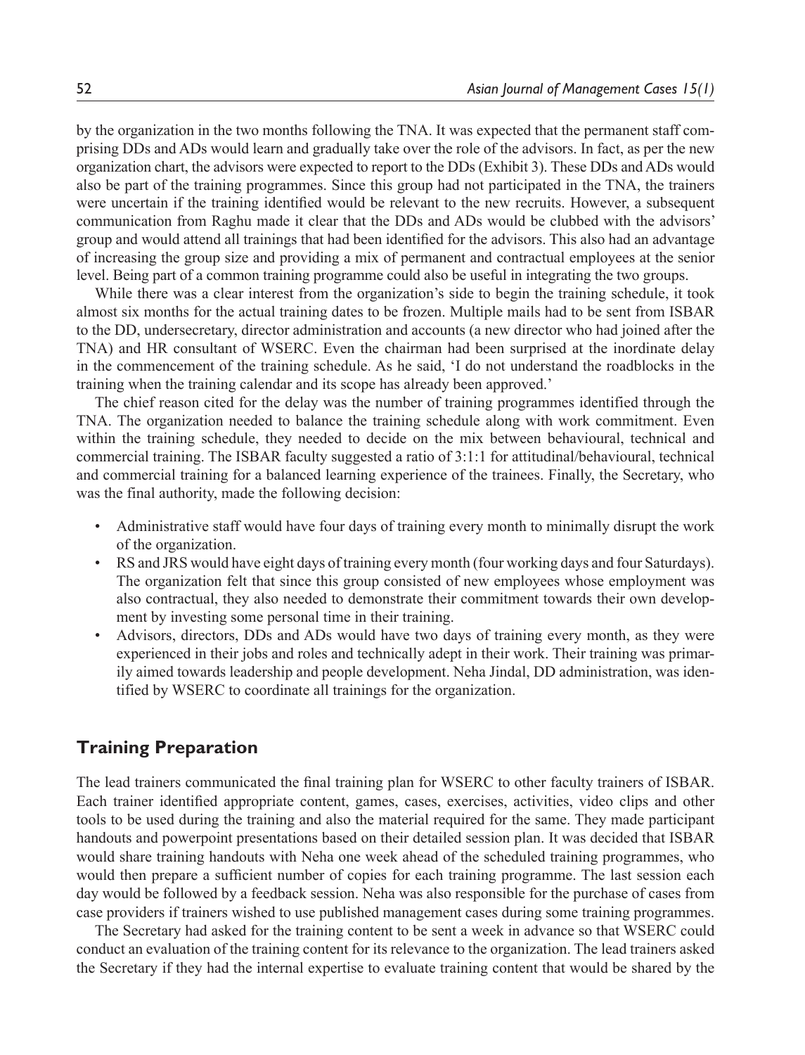by the organization in the two months following the TNA. It was expected that the permanent staff comprising DDs and ADs would learn and gradually take over the role of the advisors. In fact, as per the new organization chart, the advisors were expected to report to the DDs (Exhibit 3). These DDs and ADs would also be part of the training programmes. Since this group had not participated in the TNA, the trainers were uncertain if the training identified would be relevant to the new recruits. However, a subsequent communication from Raghu made it clear that the DDs and ADs would be clubbed with the advisors' group and would attend all trainings that had been identified for the advisors. This also had an advantage of increasing the group size and providing a mix of permanent and contractual employees at the senior level. Being part of a common training programme could also be useful in integrating the two groups.

While there was a clear interest from the organization's side to begin the training schedule, it took almost six months for the actual training dates to be frozen. Multiple mails had to be sent from ISBAR to the DD, undersecretary, director administration and accounts (a new director who had joined after the TNA) and HR consultant of WSERC. Even the chairman had been surprised at the inordinate delay in the commencement of the training schedule. As he said, 'I do not understand the roadblocks in the training when the training calendar and its scope has already been approved.'

The chief reason cited for the delay was the number of training programmes identified through the TNA. The organization needed to balance the training schedule along with work commitment. Even within the training schedule, they needed to decide on the mix between behavioural, technical and commercial training. The ISBAR faculty suggested a ratio of 3:1:1 for attitudinal/behavioural, technical and commercial training for a balanced learning experience of the trainees. Finally, the Secretary, who was the final authority, made the following decision:

- Administrative staff would have four days of training every month to minimally disrupt the work of the organization.
- RS and JRS would have eight days of training every month (four working days and four Saturdays). The organization felt that since this group consisted of new employees whose employment was also contractual, they also needed to demonstrate their commitment towards their own development by investing some personal time in their training.
- Advisors, directors, DDs and ADs would have two days of training every month, as they were experienced in their jobs and roles and technically adept in their work. Their training was primarily aimed towards leadership and people development. Neha Jindal, DD administration, was identified by WSERC to coordinate all trainings for the organization.

## Training Preparation

The lead trainers communicated the final training plan for WSERC to other faculty trainers of ISBAR. Each trainer identified appropriate content, games, cases, exercises, activities, video clips and other tools to be used during the training and also the material required for the same. They made participant handouts and powerpoint presentations based on their detailed session plan. It was decided that ISBAR would share training handouts with Neha one week ahead of the scheduled training programmes, who would then prepare a sufficient number of copies for each training programme. The last session each day would be followed by a feedback session. Neha was also responsible for the purchase of cases from case providers if trainers wished to use published management cases during some training programmes.

The Secretary had asked for the training content to be sent a week in advance so that WSERC could conduct an evaluation of the training content for its relevance to the organization. The lead trainers asked the Secretary if they had the internal expertise to evaluate training content that would be shared by the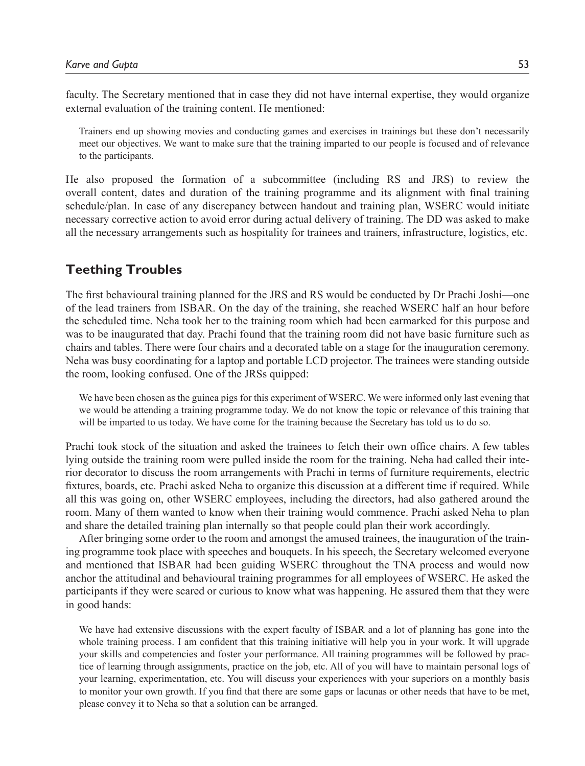faculty. The Secretary mentioned that in case they did not have internal expertise, they would organize external evaluation of the training content. He mentioned:

> Trainers end up showing movies and conducting games and exercises in trainings but these don't necessarily meet our objectives. We want to make sure that the training imparted to our people is focused and of relevance to the participants.

He also proposed the formation of a subcommittee (including RS and JRS) to review the overall content, dates and duration of the training programme and its alignment with final training schedule/plan. In case of any discrepancy between handout and training plan, WSERC would initiate necessary corrective action to avoid error during actual delivery of training. The DD was asked to make all the necessary arrangements such as hospitality for trainees and trainers, infrastructure, logistics, etc.

## Teething Troubles

The first behavioural training planned for the JRS and RS would be conducted by Dr Prachi Joshi—one of the lead trainers from ISBAR. On the day of the training, she reached WSERC half an hour before the scheduled time. Neha took her to the training room which had been earmarked for this purpose and was to be inaugurated that day. Prachi found that the training room did not have basic furniture such as chairs and tables. There were four chairs and a decorated table on a stage for the inauguration ceremony. Neha was busy coordinating for a laptop and portable LCD projector. The trainees were standing outside the room, looking confused. One of the JRSs quipped:

> We have been chosen as the guinea pigs for this experiment of WSERC. We were informed only last evening that we would be attending a training programme today. We do not know the topic or relevance of this training that will be imparted to us today. We have come for the training because the Secretary has told us to do so.

Prachi took stock of the situation and asked the trainees to fetch their own office chairs. A few tables lying outside the training room were pulled inside the room for the training. Neha had called their interior decorator to discuss the room arrangements with Prachi in terms of furniture requirements, electric fixtures, boards, etc. Prachi asked Neha to organize this discussion at a different time if required. While all this was going on, other WSERC employees, including the directors, had also gathered around the room. Many of them wanted to know when their training would commence. Prachi asked Neha to plan and share the detailed training plan internally so that people could plan their work accordingly.

After bringing some order to the room and amongst the amused trainees, the inauguration of the training programme took place with speeches and bouquets. In his speech, the Secretary welcomed everyone and mentioned that ISBAR had been guiding WSERC throughout the TNA process and would now anchor the attitudinal and behavioural training programmes for all employees of WSERC. He asked the participants if they were scared or curious to know what was happening. He assured them that they were in good hands:

> We have had extensive discussions with the expert faculty of ISBAR and a lot of planning has gone into the whole training process. I am confident that this training initiative will help you in your work. It will upgrade your skills and competencies and foster your performance. All training programmes will be followed by practice of learning through assignments, practice on the job, etc. All of you will have to maintain personal logs of your learning, experimentation, etc. You will discuss your experiences with your superiors on a monthly basis to monitor your own growth. If you find that there are some gaps or lacunas or other needs that have to be met, please convey it to Neha so that a solution can be arranged.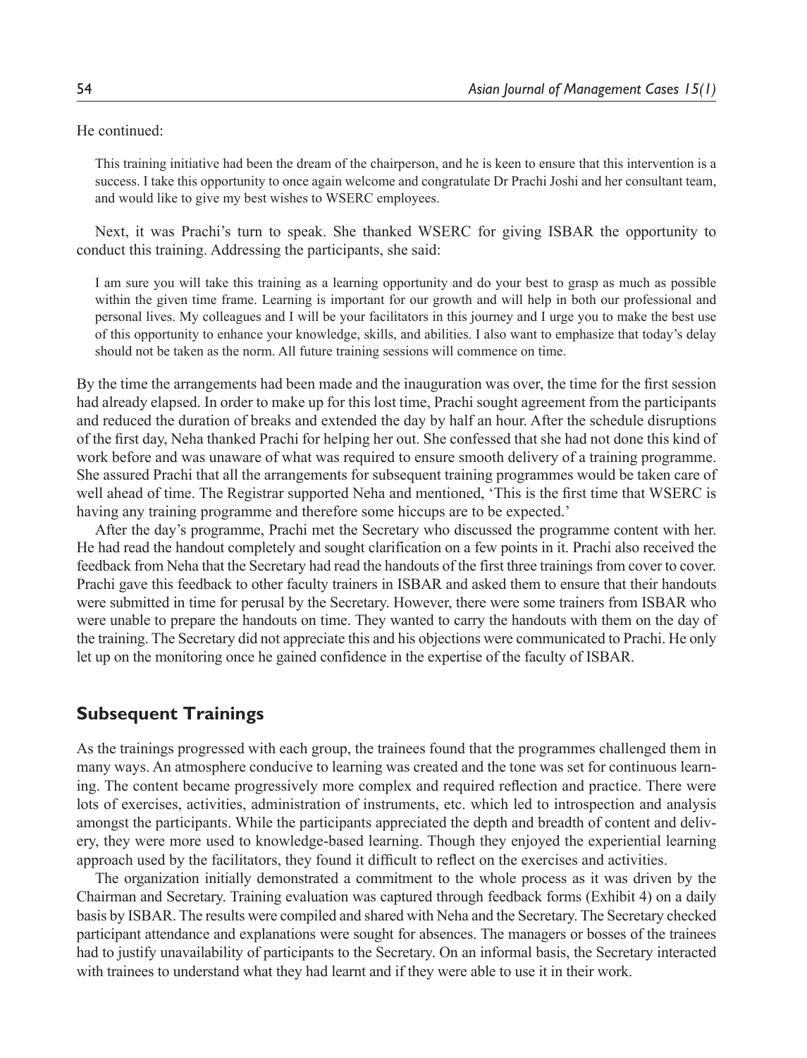He continued:

> This training initiative had been the dream of the chairperson, and he is keen to ensure that this intervention is a success. I take this opportunity to once again welcome and congratulate Dr Prachi Joshi and her consultant team, and would like to give my best wishes to WSERC employees.

Next, it was Prachi's turn to speak. She thanked WSERC for giving ISBAR the opportunity to conduct this training. Addressing the participants, she said:

> I am sure you will take this training as a learning opportunity and do your best to grasp as much as possible within the given time frame. Learning is important for our growth and will help in both our professional and personal lives. My colleagues and I will be your facilitators in this journey and I urge you to make the best use of this opportunity to enhance your knowledge, skills, and abilities. I also want to emphasize that today's delay should not be taken as the norm. All future training sessions will commence on time.

By the time the arrangements had been made and the inauguration was over, the time for the first session had already elapsed. In order to make up for this lost time, Prachi sought agreement from the participants and reduced the duration of breaks and extended the day by half an hour. After the schedule disruptions of the first day, Neha thanked Prachi for helping her out. She confessed that she had not done this kind of work before and was unaware of what was required to ensure smooth delivery of a training programme. She assured Prachi that all the arrangements for subsequent training programmes would be taken care of well ahead of time. The Registrar supported Neha and mentioned, 'This is the first time that WSERC is having any training programme and therefore some hiccups are to be expected.'

After the day's programme, Prachi met the Secretary who discussed the programme content with her. He had read the handout completely and sought clarification on a few points in it. Prachi also received the feedback from Neha that the Secretary had read the handouts of the first three trainings from cover to cover. Prachi gave this feedback to other faculty trainers in ISBAR and asked them to ensure that their handouts were submitted in time for perusal by the Secretary. However, there were some trainers from ISBAR who were unable to prepare the handouts on time. They wanted to carry the handouts with them on the day of the training. The Secretary did not appreciate this and his objections were communicated to Prachi. He only let up on the monitoring once he gained confidence in the expertise of the faculty of ISBAR.

## Subsequent Trainings

As the trainings progressed with each group, the trainees found that the programmes challenged them in many ways. An atmosphere conducive to learning was created and the tone was set for continuous learning. The content became progressively more complex and required reflection and practice. There were lots of exercises, activities, administration of instruments, etc. which led to introspection and analysis amongst the participants. While the participants appreciated the depth and breadth of content and delivery, they were more used to knowledge-based learning. Though they enjoyed the experiential learning approach used by the facilitators, they found it difficult to reflect on the exercises and activities.

The organization initially demonstrated a commitment to the whole process as it was driven by the Chairman and Secretary. Training evaluation was captured through feedback forms (Exhibit 4) on a daily basis by ISBAR. The results were compiled and shared with Neha and the Secretary. The Secretary checked participant attendance and explanations were sought for absences. The managers or bosses of the trainees had to justify unavailability of participants to the Secretary. On an informal basis, the Secretary interacted with trainees to understand what they had learnt and if they were able to use it in their work.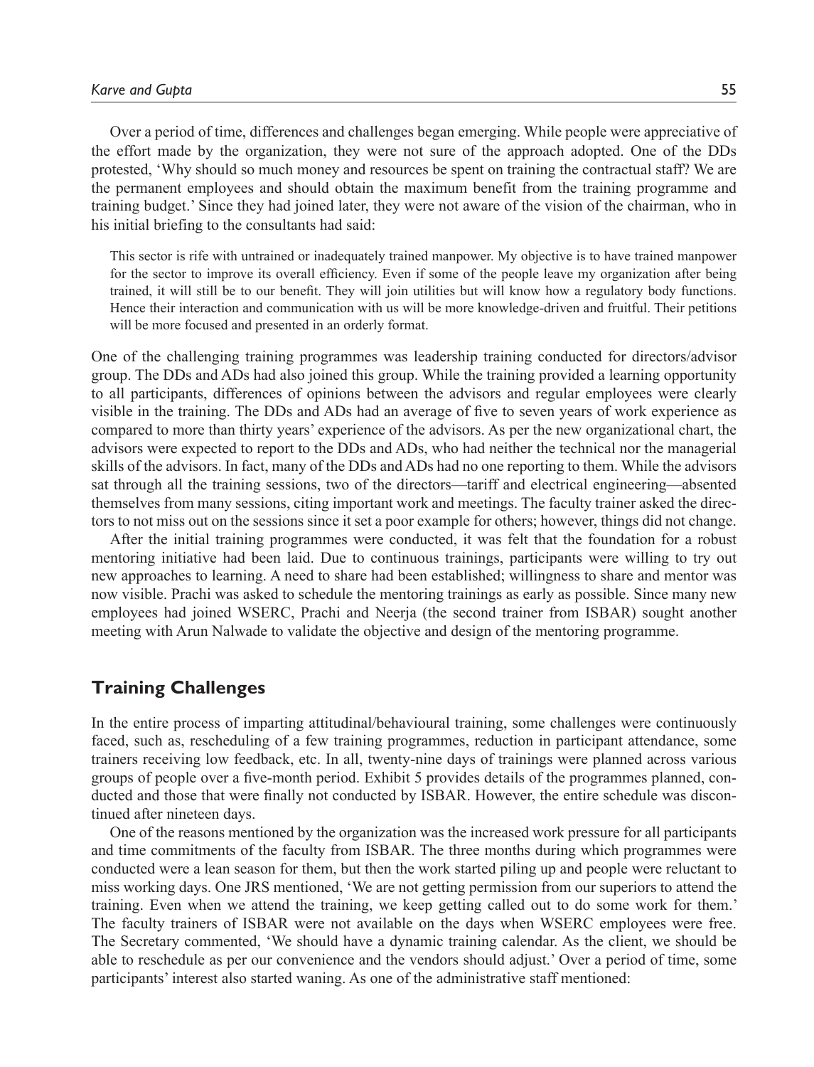Over a period of time, differences and challenges began emerging. While people were appreciative of the effort made by the organization, they were not sure of the approach adopted. One of the DDs protested, 'Why should so much money and resources be spent on training the contractual staff? We are the permanent employees and should obtain the maximum benefit from the training programme and training budget.' Since they had joined later, they were not aware of the vision of the chairman, who in his initial briefing to the consultants had said:

> This sector is rife with untrained or inadequately trained manpower. My objective is to have trained manpower for the sector to improve its overall efficiency. Even if some of the people leave my organization after being trained, it will still be to our benefit. They will join utilities but will know how a regulatory body functions. Hence their interaction and communication with us will be more knowledge-driven and fruitful. Their petitions will be more focused and presented in an orderly format.

One of the challenging training programmes was leadership training conducted for directors/advisor group. The DDs and ADs had also joined this group. While the training provided a learning opportunity to all participants, differences of opinions between the advisors and regular employees were clearly visible in the training. The DDs and ADs had an average of five to seven years of work experience as compared to more than thirty years' experience of the advisors. As per the new organizational chart, the advisors were expected to report to the DDs and ADs, who had neither the technical nor the managerial skills of the advisors. In fact, many of the DDs and ADs had no one reporting to them. While the advisors sat through all the training sessions, two of the directors—tariff and electrical engineering—absented themselves from many sessions, citing important work and meetings. The faculty trainer asked the directors to not miss out on the sessions since it set a poor example for others; however, things did not change.

After the initial training programmes were conducted, it was felt that the foundation for a robust mentoring initiative had been laid. Due to continuous trainings, participants were willing to try out new approaches to learning. A need to share had been established; willingness to share and mentor was now visible. Prachi was asked to schedule the mentoring trainings as early as possible. Since many new employees had joined WSERC, Prachi and Neerja (the second trainer from ISBAR) sought another meeting with Arun Nalwade to validate the objective and design of the mentoring programme.

## Training Challenges

In the entire process of imparting attitudinal/behavioural training, some challenges were continuously faced, such as, rescheduling of a few training programmes, reduction in participant attendance, some trainers receiving low feedback, etc. In all, twenty-nine days of trainings were planned across various groups of people over a five-month period. Exhibit 5 provides details of the programmes planned, conducted and those that were finally not conducted by ISBAR. However, the entire schedule was discontinued after nineteen days.

One of the reasons mentioned by the organization was the increased work pressure for all participants and time commitments of the faculty from ISBAR. The three months during which programmes were conducted were a lean season for them, but then the work started piling up and people were reluctant to miss working days. One JRS mentioned, 'We are not getting permission from our superiors to attend the training. Even when we attend the training, we keep getting called out to do some work for them.' The faculty trainers of ISBAR were not available on the days when WSERC employees were free. The Secretary commented, 'We should have a dynamic training calendar. As the client, we should be able to reschedule as per our convenience and the vendors should adjust.' Over a period of time, some participants' interest also started waning. As one of the administrative staff mentioned: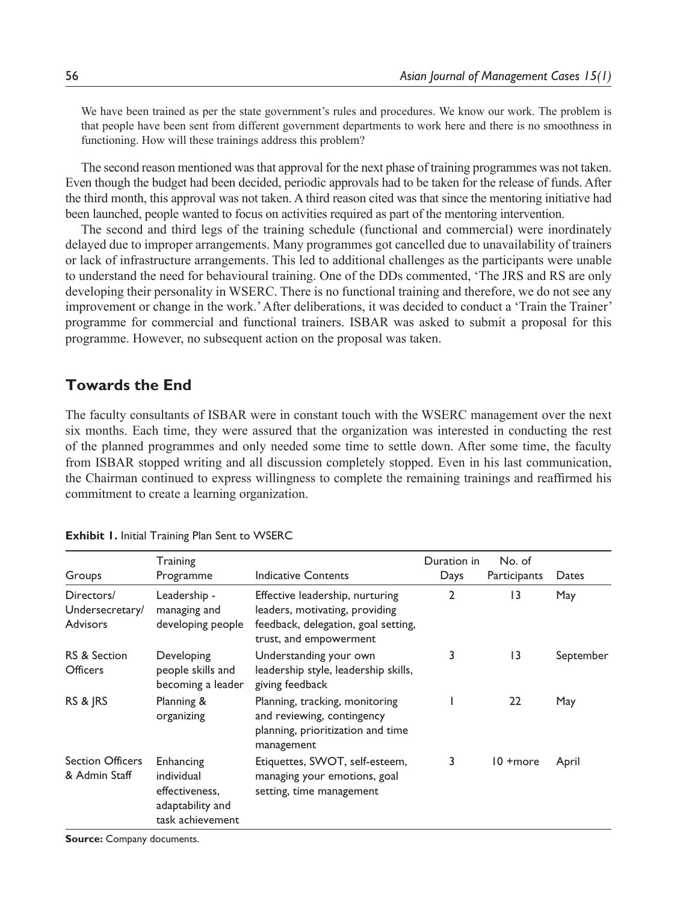> We have been trained as per the state government's rules and procedures. We know our work. The problem is that people have been sent from different government departments to work here and there is no smoothness in functioning. How will these trainings address this problem?

The second reason mentioned was that approval for the next phase of training programmes was not taken. Even though the budget had been decided, periodic approvals had to be taken for the release of funds. After the third month, this approval was not taken. A third reason cited was that since the mentoring initiative had been launched, people wanted to focus on activities required as part of the mentoring intervention.

The second and third legs of the training schedule (functional and commercial) were inordinately delayed due to improper arrangements. Many programmes got cancelled due to unavailability of trainers or lack of infrastructure arrangements. This led to additional challenges as the participants were unable to understand the need for behavioural training. One of the DDs commented, 'The JRS and RS are only developing their personality in WSERC. There is no functional training and therefore, we do not see any improvement or change in the work.' After deliberations, it was decided to conduct a 'Train the Trainer' programme for commercial and functional trainers. ISBAR was asked to submit a proposal for this programme. However, no subsequent action on the proposal was taken.

## Towards the End

The faculty consultants of ISBAR were in constant touch with the WSERC management over the next six months. Each time, they were assured that the organization was interested in conducting the rest of the planned programmes and only needed some time to settle down. After some time, the faculty from ISBAR stopped writing and all discussion completely stopped. Even in his last communication, the Chairman continued to express willingness to complete the remaining trainings and reaffirmed his commitment to create a learning organization.

**Exhibit 1.** Initial Training Plan Sent to WSERC

| Groups | Training Programme | Indicative Contents | Duration in Days | No. of Participants | Dates |
|---|---|---|---|---|---|
| Directors/ Undersecretary/ Advisors | Leadership - managing and developing people | Effective leadership, nurturing leaders, motivating, providing feedback, delegation, goal setting, trust, and empowerment | 2 | 13 | May |
| RS & Section Officers | Developing people skills and becoming a leader | Understanding your own leadership style, leadership skills, giving feedback | 3 | 13 | September |
| RS & JRS | Planning & organizing | Planning, tracking, monitoring and reviewing, contingency planning, prioritization and time management | 1 | 22 | May |
| Section Officers & Admin Staff | Enhancing individual effectiveness, adaptability and task achievement | Etiquettes, SWOT, self-esteem, managing your emotions, goal setting, time management | 3 | 10 +more | April |

**Source:** Company documents.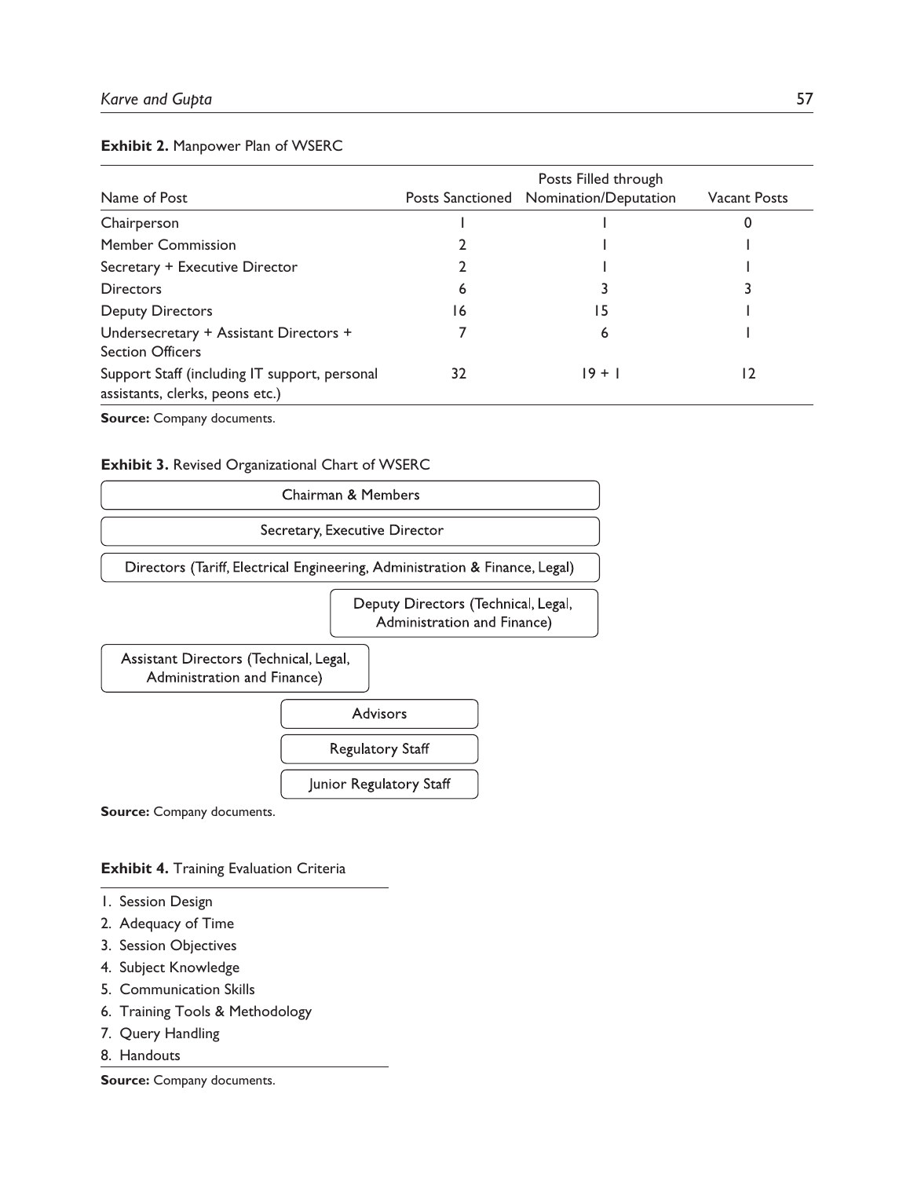**Exhibit 2.** Manpower Plan of WSERC

| Name of Post | Posts Sanctioned | Posts Filled through Nomination/Deputation | Vacant Posts |
|---|---|---|---|
| Chairperson | 1 | 1 | 0 |
| Member Commission | 2 | 1 | 1 |
| Secretary + Executive Director | 2 | 1 | 1 |
| Directors | 6 | 3 | 3 |
| Deputy Directors | 16 | 15 | 1 |
| Undersecretary + Assistant Directors + Section Officers | 7 | 6 | 1 |
| Support Staff (including IT support, personal assistants, clerks, peons etc.) | 32 | 19 + 1 | 12 |

**Source:** Company documents.

**Exhibit 3.** Revised Organizational Chart of WSERC

- Chairman & Members
- Secretary, Executive Director
- Directors (Tariff, Electrical Engineering, Administration & Finance, Legal)
- Deputy Directors (Technical, Legal, Administration and Finance)
- Assistant Directors (Technical, Legal, Administration and Finance)
- Advisors
- Regulatory Staff
- Junior Regulatory Staff

**Source:** Company documents.

**Exhibit 4.** Training Evaluation Criteria

1. Session Design
2. Adequacy of Time
3. Session Objectives
4. Subject Knowledge
5. Communication Skills
6. Training Tools & Methodology
7. Query Handling
8. Handouts

**Source:** Company documents.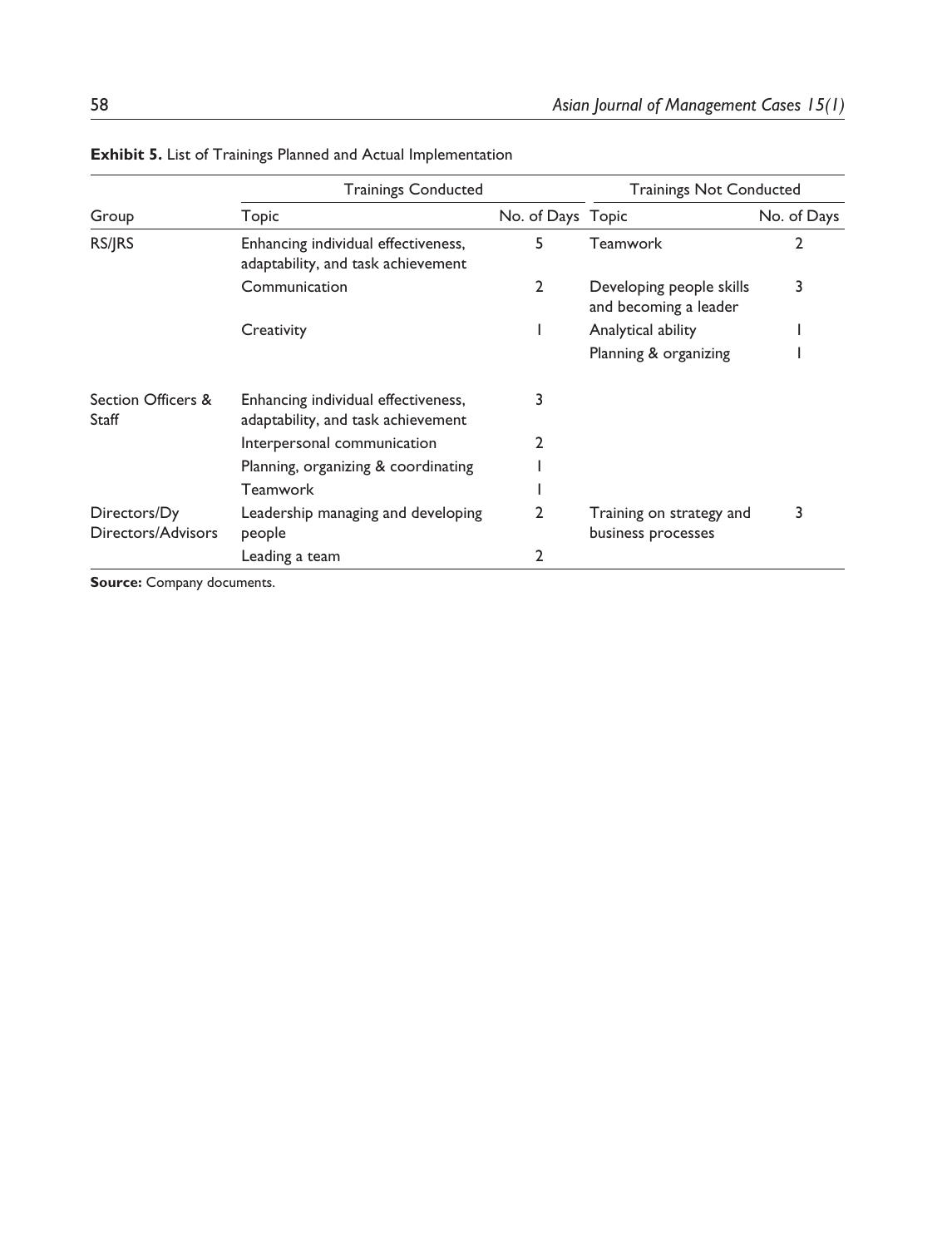**Exhibit 5.** List of Trainings Planned and Actual Implementation

| | Trainings Conducted | | Trainings Not Conducted | |
|---|---|---|---|---|
| Group | Topic | No. of Days | Topic | No. of Days |
| RS/JRS | Enhancing individual effectiveness, adaptability, and task achievement | 5 | Teamwork | 2 |
| | Communication | 2 | Developing people skills and becoming a leader | 3 |
| | Creativity | 1 | Analytical ability | 1 |
| | | | Planning & organizing | 1 |
| Section Officers & Staff | Enhancing individual effectiveness, adaptability, and task achievement | 3 | | |
| | Interpersonal communication | 2 | | |
| | Planning, organizing & coordinating | 1 | | |
| | Teamwork | 1 | | |
| Directors/Dy Directors/Advisors | Leadership managing and developing people | 2 | Training on strategy and business processes | 3 |
| | Leading a team | 2 | | |

**Source:** Company documents.